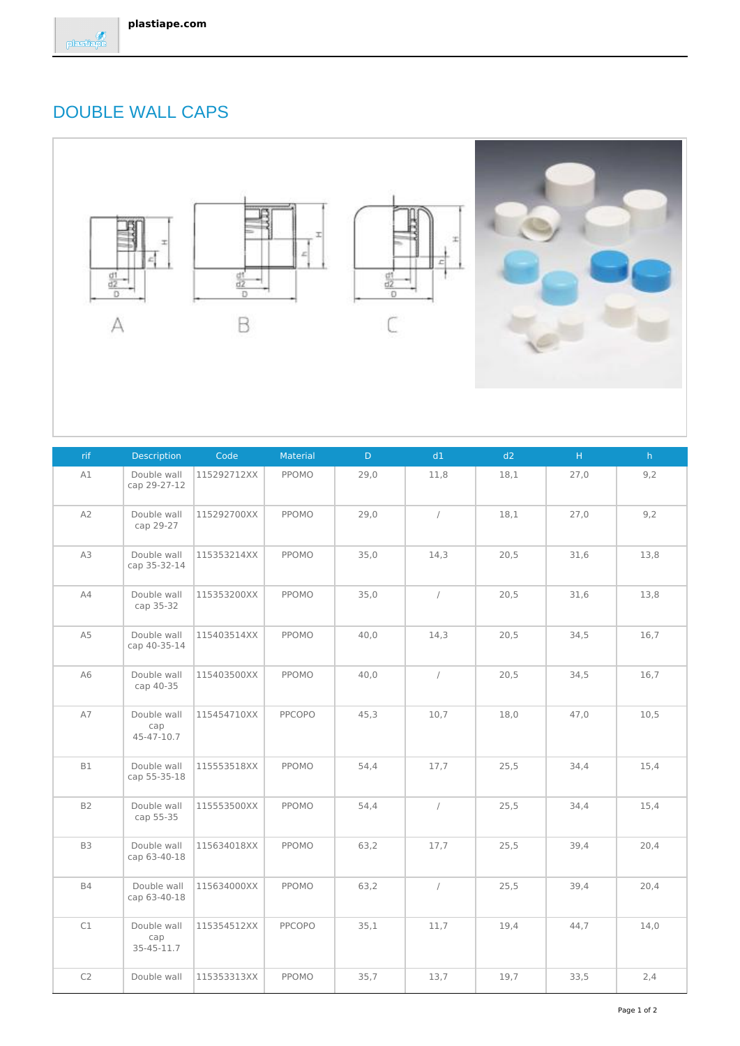# DOUBLE WALL CAPS

| rif | Description | Code | Material | D | d1 | d2 | H | h |
|---|---|---|---|---|---|---|---|---|
| A1 | Double wall cap 29-27-12 | 115292712XX | PPOMO | 29,0 | 11,8 | 18,1 | 27,0 | 9,2 |
| A2 | Double wall cap 29-27 | 115292700XX | PPOMO | 29,0 | / | 18,1 | 27,0 | 9,2 |
| A3 | Double wall cap 35-32-14 | 115353214XX | PPOMO | 35,0 | 14,3 | 20,5 | 31,6 | 13,8 |
| A4 | Double wall cap 35-32 | 115353200XX | PPOMO | 35,0 | / | 20,5 | 31,6 | 13,8 |
| A5 | Double wall cap 40-35-14 | 115403514XX | PPOMO | 40,0 | 14,3 | 20,5 | 34,5 | 16,7 |
| A6 | Double wall cap 40-35 | 115403500XX | PPOMO | 40,0 | / | 20,5 | 34,5 | 16,7 |
| A7 | Double wall cap 45-47-10.7 | 115454710XX | PPCOPO | 45,3 | 10,7 | 18,0 | 47,0 | 10,5 |
| B1 | Double wall cap 55-35-18 | 115553518XX | PPOMO | 54,4 | 17,7 | 25,5 | 34,4 | 15,4 |
| B2 | Double wall cap 55-35 | 115553500XX | PPOMO | 54,4 | / | 25,5 | 34,4 | 15,4 |
| B3 | Double wall cap 63-40-18 | 115634018XX | PPOMO | 63,2 | 17,7 | 25,5 | 39,4 | 20,4 |
| B4 | Double wall cap 63-40-18 | 115634000XX | PPOMO | 63,2 | / | 25,5 | 39,4 | 20,4 |
| C1 | Double wall cap 35-45-11.7 | 115354512XX | PPCOPO | 35,1 | 11,7 | 19,4 | 44,7 | 14,0 |
| C2 | Double wall | 115353313XX | PPOMO | 35,7 | 13,7 | 19,7 | 33,5 | 2,4 |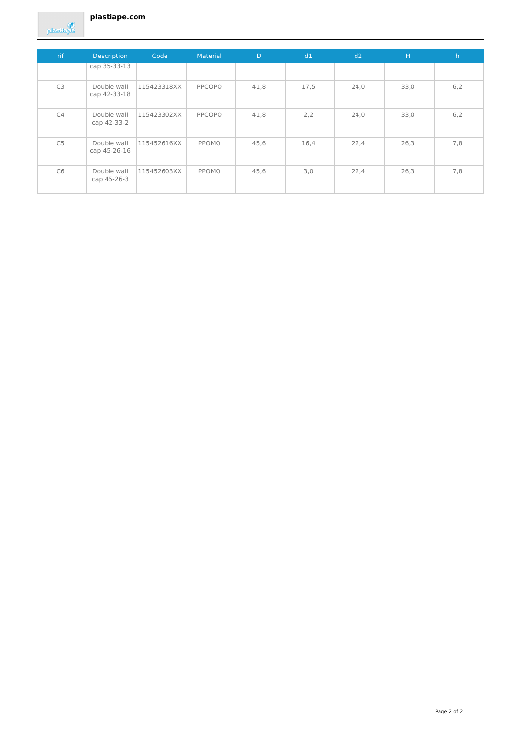| rif | Description | Code | Material | D | d1 | d2 | H | h |
|---|---|---|---|---|---|---|---|---|
| | cap 35-33-13 | | | | | | | |
| C3 | Double wall cap 42-33-18 | 115423318XX | PPCOPO | 41,8 | 17,5 | 24,0 | 33,0 | 6,2 |
| C4 | Double wall cap 42-33-2 | 115423302XX | PPCOPO | 41,8 | 2,2 | 24,0 | 33,0 | 6,2 |
| C5 | Double wall cap 45-26-16 | 115452616XX | PPOMO | 45,6 | 16,4 | 22,4 | 26,3 | 7,8 |
| C6 | Double wall cap 45-26-3 | 115452603XX | PPOMO | 45,6 | 3,0 | 22,4 | 26,3 | 7,8 |